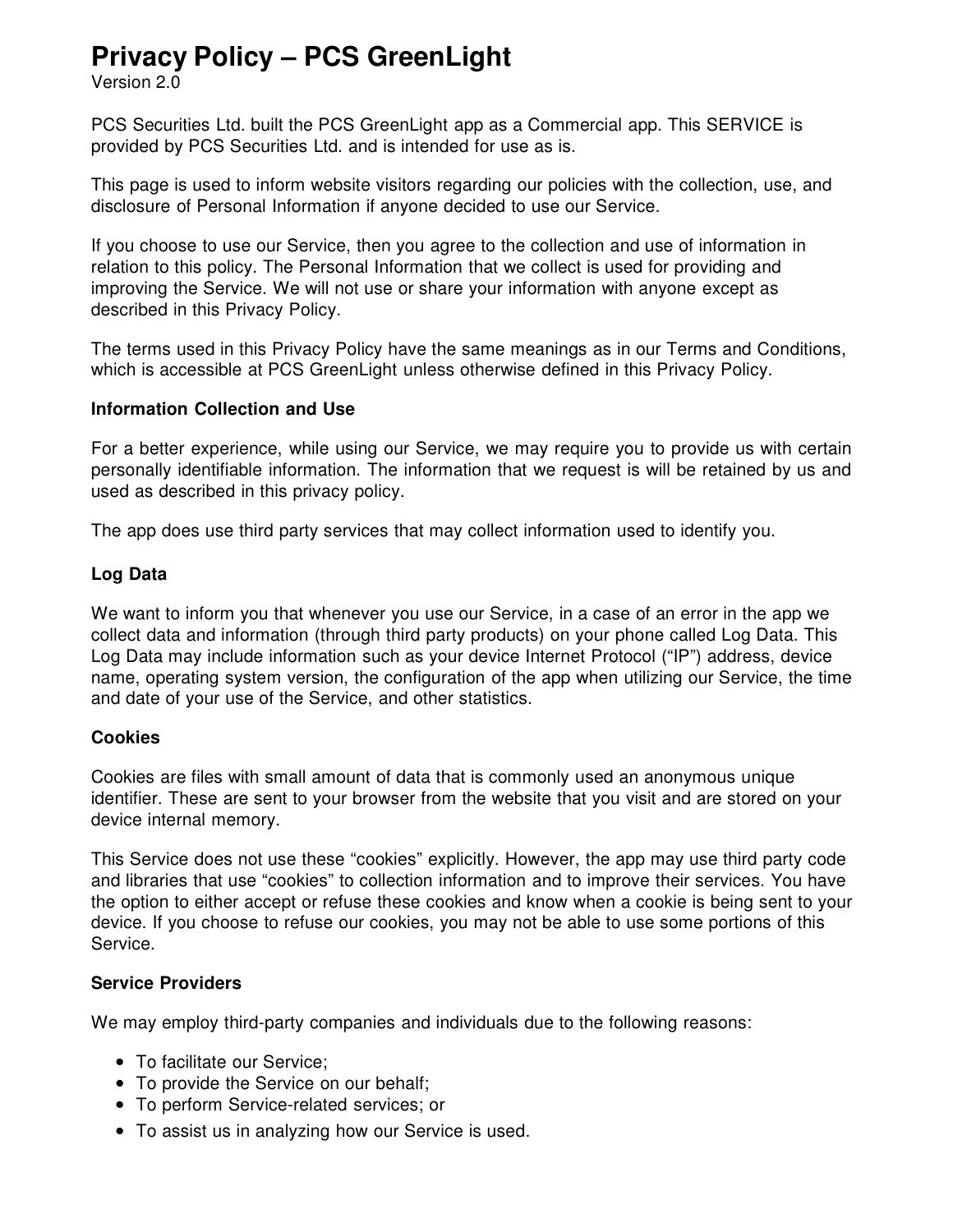# Privacy Policy – PCS GreenLight

Version 2.0

PCS Securities Ltd. built the PCS GreenLight app as a Commercial app. This SERVICE is provided by PCS Securities Ltd. and is intended for use as is.

This page is used to inform website visitors regarding our policies with the collection, use, and disclosure of Personal Information if anyone decided to use our Service.

If you choose to use our Service, then you agree to the collection and use of information in relation to this policy. The Personal Information that we collect is used for providing and improving the Service. We will not use or share your information with anyone except as described in this Privacy Policy.

The terms used in this Privacy Policy have the same meanings as in our Terms and Conditions, which is accessible at PCS GreenLight unless otherwise defined in this Privacy Policy.

**Information Collection and Use**

For a better experience, while using our Service, we may require you to provide us with certain personally identifiable information. The information that we request is will be retained by us and used as described in this privacy policy.

The app does use third party services that may collect information used to identify you.

**Log Data**

We want to inform you that whenever you use our Service, in a case of an error in the app we collect data and information (through third party products) on your phone called Log Data. This Log Data may include information such as your device Internet Protocol ("IP") address, device name, operating system version, the configuration of the app when utilizing our Service, the time and date of your use of the Service, and other statistics.

**Cookies**

Cookies are files with small amount of data that is commonly used an anonymous unique identifier. These are sent to your browser from the website that you visit and are stored on your device internal memory.

This Service does not use these "cookies" explicitly. However, the app may use third party code and libraries that use "cookies" to collection information and to improve their services. You have the option to either accept or refuse these cookies and know when a cookie is being sent to your device. If you choose to refuse our cookies, you may not be able to use some portions of this Service.

**Service Providers**

We may employ third-party companies and individuals due to the following reasons:

- To facilitate our Service;
- To provide the Service on our behalf;
- To perform Service-related services; or
- To assist us in analyzing how our Service is used.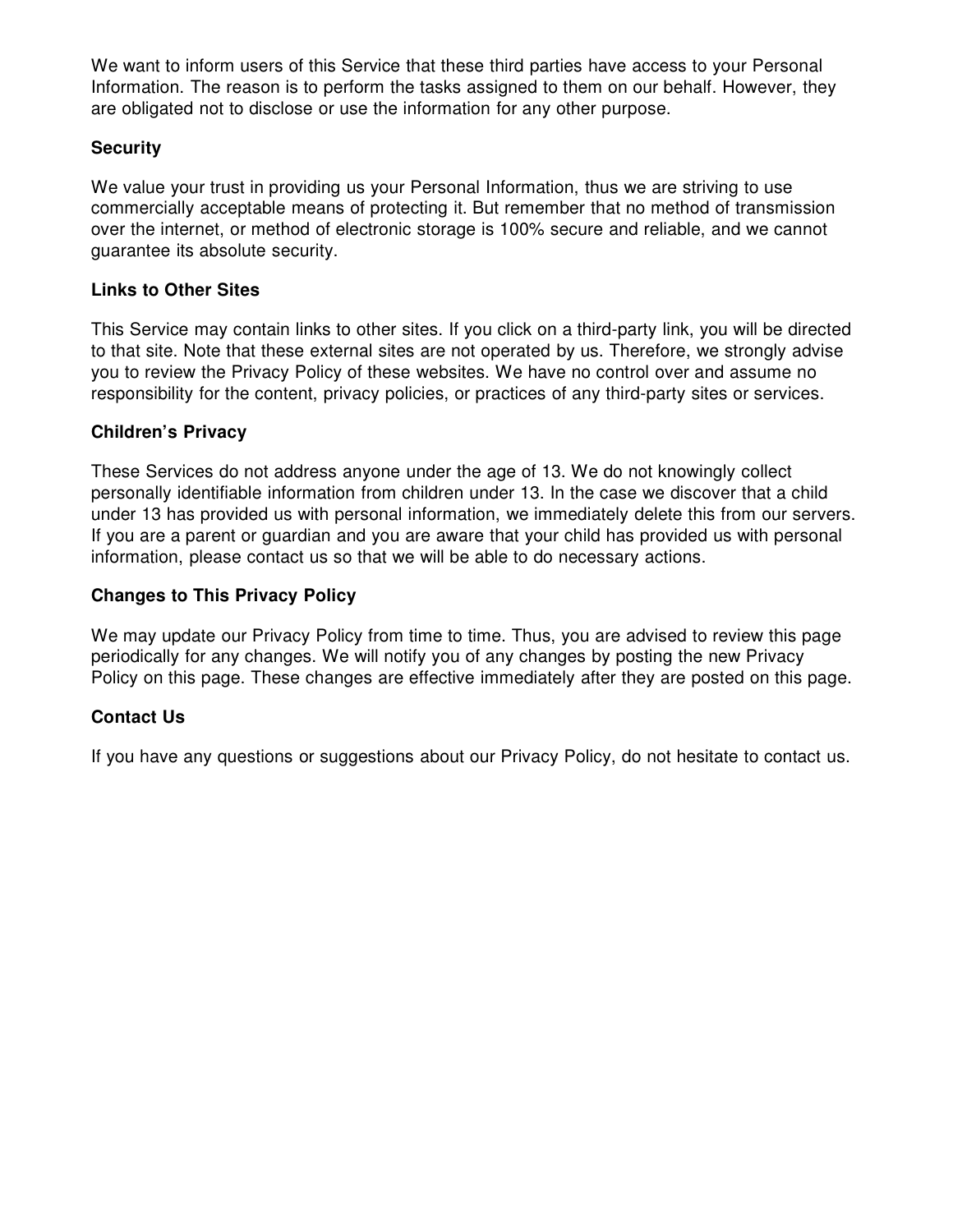We want to inform users of this Service that these third parties have access to your Personal Information. The reason is to perform the tasks assigned to them on our behalf. However, they are obligated not to disclose or use the information for any other purpose.

**Security**

We value your trust in providing us your Personal Information, thus we are striving to use commercially acceptable means of protecting it. But remember that no method of transmission over the internet, or method of electronic storage is 100% secure and reliable, and we cannot guarantee its absolute security.

**Links to Other Sites**

This Service may contain links to other sites. If you click on a third-party link, you will be directed to that site. Note that these external sites are not operated by us. Therefore, we strongly advise you to review the Privacy Policy of these websites. We have no control over and assume no responsibility for the content, privacy policies, or practices of any third-party sites or services.

**Children's Privacy**

These Services do not address anyone under the age of 13. We do not knowingly collect personally identifiable information from children under 13. In the case we discover that a child under 13 has provided us with personal information, we immediately delete this from our servers. If you are a parent or guardian and you are aware that your child has provided us with personal information, please contact us so that we will be able to do necessary actions.

**Changes to This Privacy Policy**

We may update our Privacy Policy from time to time. Thus, you are advised to review this page periodically for any changes. We will notify you of any changes by posting the new Privacy Policy on this page. These changes are effective immediately after they are posted on this page.

**Contact Us**

If you have any questions or suggestions about our Privacy Policy, do not hesitate to contact us.